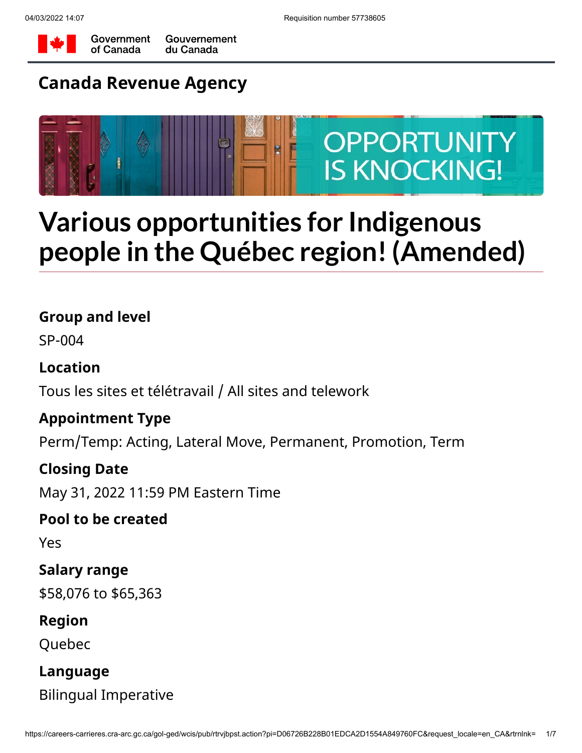Government of Canada | Gouvernement du Canada

## Canada Revenue Agency

OPPORTUNITY IS KNOCKING!

# Various opportunities for Indigenous people in the Québec region! (Amended)

### Group and level

SP-004

### Location

Tous les sites et télétravail / All sites and telework

### Appointment Type

Perm/Temp: Acting, Lateral Move, Permanent, Promotion, Term

### Closing Date

May 31, 2022 11:59 PM Eastern Time

### Pool to be created

Yes

### Salary range

$58,076 to $65,363

### Region

Quebec

### Language

Bilingual Imperative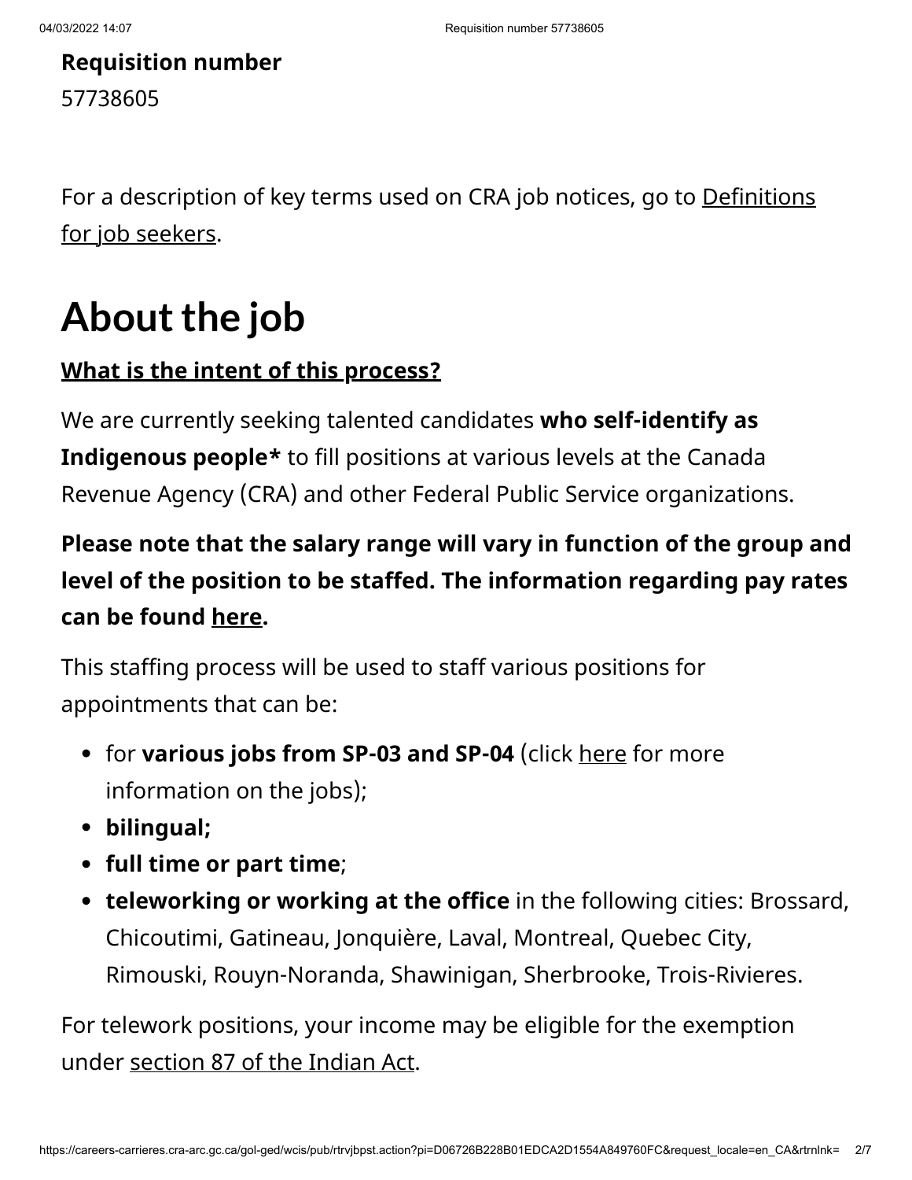**Requisition number**

57738605

For a description of key terms used on CRA job notices, go to Definitions for job seekers.

# About the job

**What is the intent of this process?**

We are currently seeking talented candidates **who self-identify as Indigenous people*** to fill positions at various levels at the Canada Revenue Agency (CRA) and other Federal Public Service organizations.

**Please note that the salary range will vary in function of the group and level of the position to be staffed. The information regarding pay rates can be found here.**

This staffing process will be used to staff various positions for appointments that can be:

- for **various jobs from SP-03 and SP-04** (click here for more information on the jobs);
- **bilingual;**
- **full time or part time**;
- **teleworking or working at the office** in the following cities: Brossard, Chicoutimi, Gatineau, Jonquière, Laval, Montreal, Quebec City, Rimouski, Rouyn-Noranda, Shawinigan, Sherbrooke, Trois-Rivieres.

For telework positions, your income may be eligible for the exemption under section 87 of the Indian Act.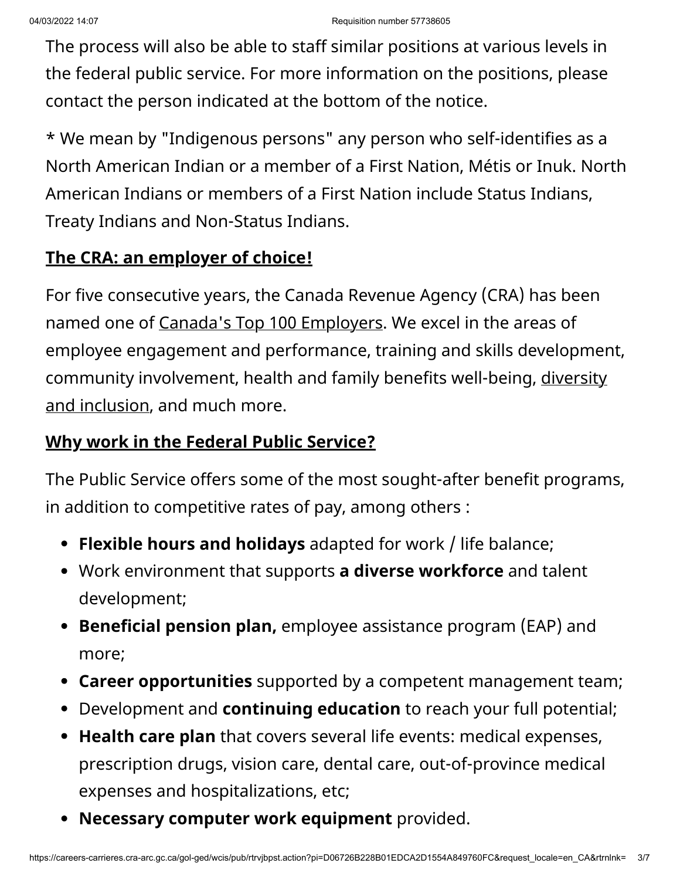The process will also be able to staff similar positions at various levels in the federal public service. For more information on the positions, please contact the person indicated at the bottom of the notice.

* We mean by "Indigenous persons" any person who self-identifies as a North American Indian or a member of a First Nation, Métis or Inuk. North American Indians or members of a First Nation include Status Indians, Treaty Indians and Non-Status Indians.

**The CRA: an employer of choice!**

For five consecutive years, the Canada Revenue Agency (CRA) has been named one of Canada's Top 100 Employers. We excel in the areas of employee engagement and performance, training and skills development, community involvement, health and family benefits well-being, diversity and inclusion, and much more.

**Why work in the Federal Public Service?**

The Public Service offers some of the most sought-after benefit programs, in addition to competitive rates of pay, among others :

- **Flexible hours and holidays** adapted for work / life balance;
- Work environment that supports **a diverse workforce** and talent development;
- **Beneficial pension plan,** employee assistance program (EAP) and more;
- **Career opportunities** supported by a competent management team;
- Development and **continuing education** to reach your full potential;
- **Health care plan** that covers several life events: medical expenses, prescription drugs, vision care, dental care, out-of-province medical expenses and hospitalizations, etc;
- **Necessary computer work equipment** provided.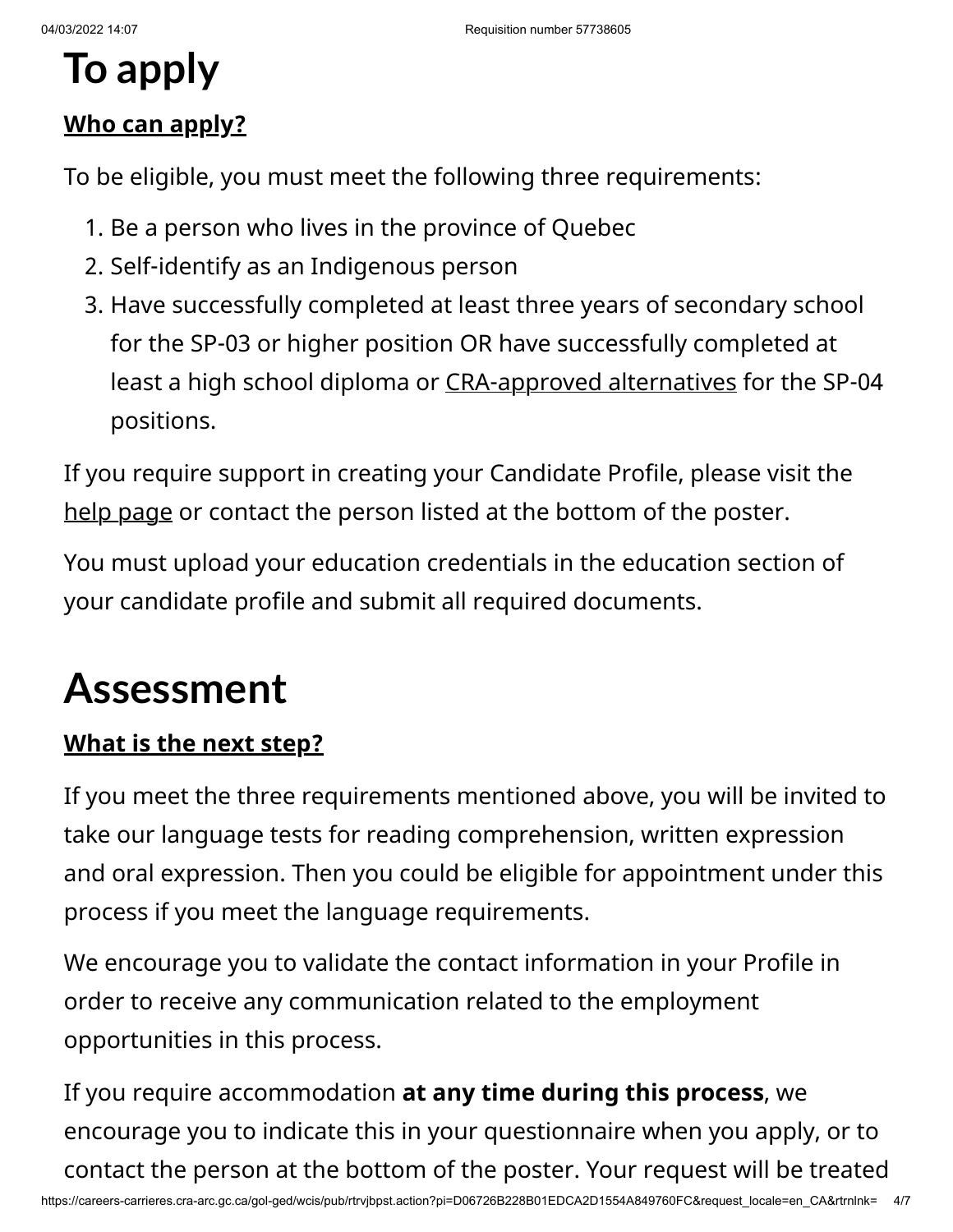# To apply

**Who can apply?**

To be eligible, you must meet the following three requirements:

1. Be a person who lives in the province of Quebec
2. Self-identify as an Indigenous person
3. Have successfully completed at least three years of secondary school for the SP-03 or higher position OR have successfully completed at least a high school diploma or CRA-approved alternatives for the SP-04 positions.

If you require support in creating your Candidate Profile, please visit the help page or contact the person listed at the bottom of the poster.

You must upload your education credentials in the education section of your candidate profile and submit all required documents.

# Assessment

**What is the next step?**

If you meet the three requirements mentioned above, you will be invited to take our language tests for reading comprehension, written expression and oral expression. Then you could be eligible for appointment under this process if you meet the language requirements.

We encourage you to validate the contact information in your Profile in order to receive any communication related to the employment opportunities in this process.

If you require accommodation **at any time during this process**, we encourage you to indicate this in your questionnaire when you apply, or to contact the person at the bottom of the poster. Your request will be treated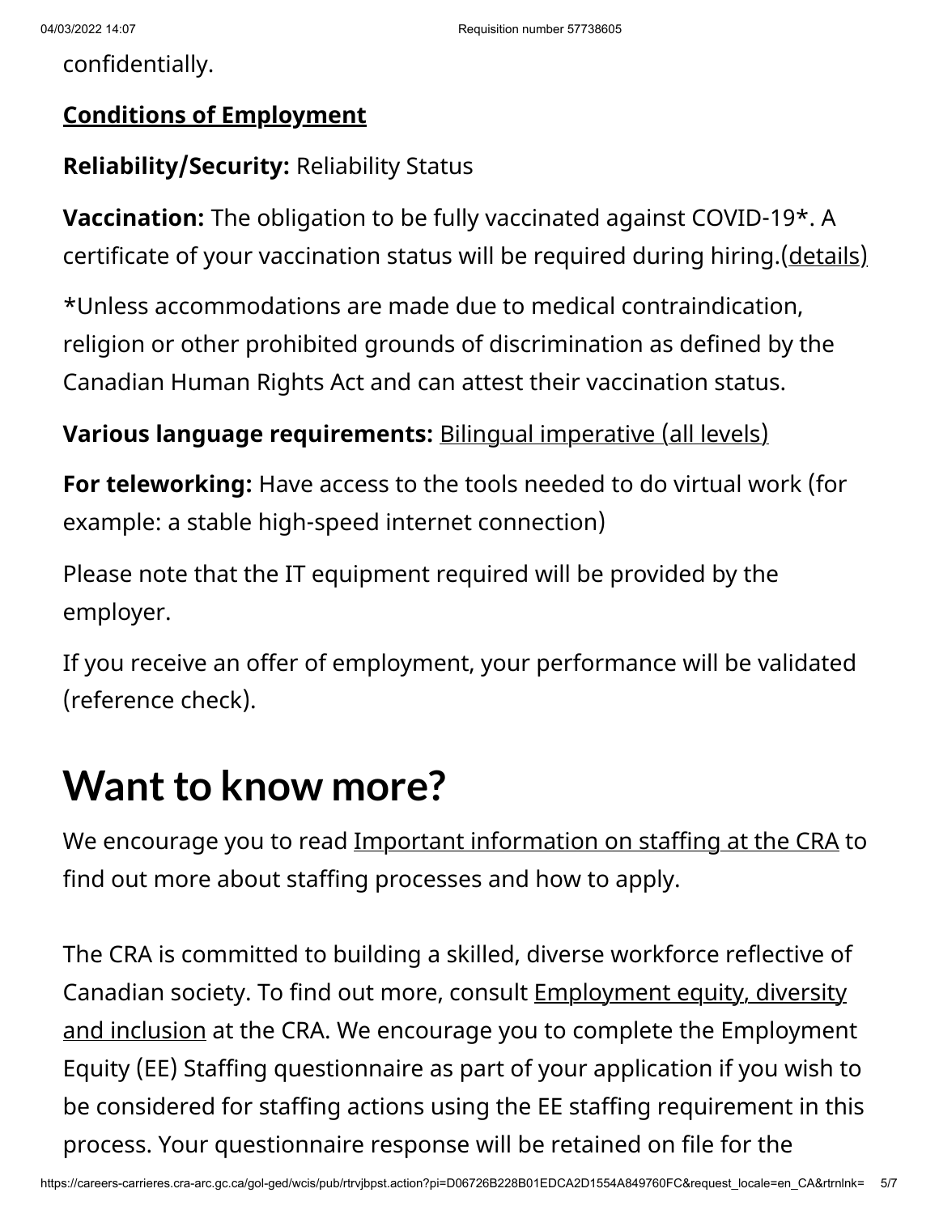confidentially.

**Conditions of Employment**

**Reliability/Security:** Reliability Status

**Vaccination:** The obligation to be fully vaccinated against COVID-19*. A certificate of your vaccination status will be required during hiring.(details)

*Unless accommodations are made due to medical contraindication, religion or other prohibited grounds of discrimination as defined by the Canadian Human Rights Act and can attest their vaccination status.

**Various language requirements:** Bilingual imperative (all levels)

**For teleworking:** Have access to the tools needed to do virtual work (for example: a stable high-speed internet connection)

Please note that the IT equipment required will be provided by the employer.

If you receive an offer of employment, your performance will be validated (reference check).

# Want to know more?

We encourage you to read Important information on staffing at the CRA to find out more about staffing processes and how to apply.

The CRA is committed to building a skilled, diverse workforce reflective of Canadian society. To find out more, consult Employment equity, diversity and inclusion at the CRA. We encourage you to complete the Employment Equity (EE) Staffing questionnaire as part of your application if you wish to be considered for staffing actions using the EE staffing requirement in this process. Your questionnaire response will be retained on file for the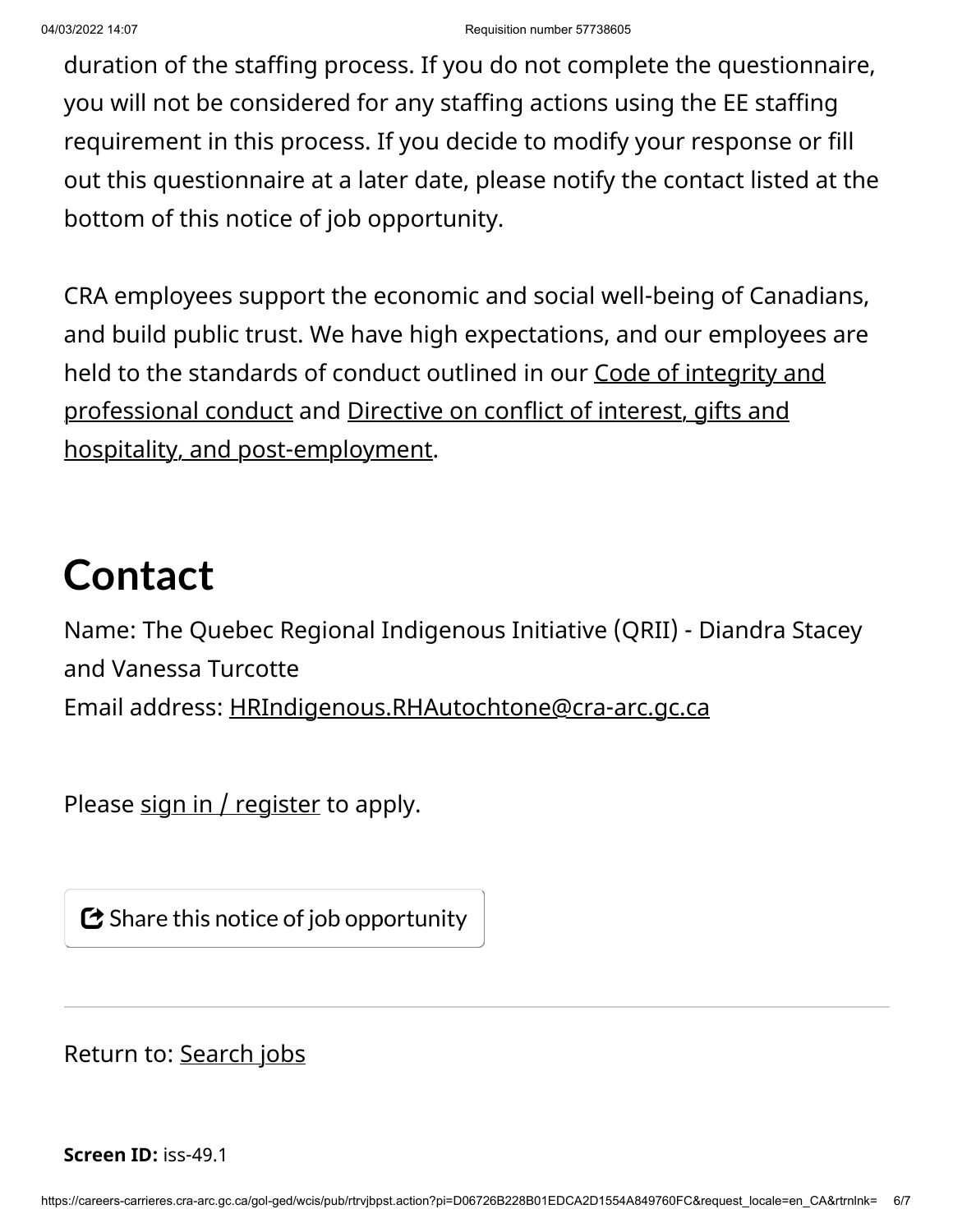duration of the staffing process. If you do not complete the questionnaire, you will not be considered for any staffing actions using the EE staffing requirement in this process. If you decide to modify your response or fill out this questionnaire at a later date, please notify the contact listed at the bottom of this notice of job opportunity.

CRA employees support the economic and social well-being of Canadians, and build public trust. We have high expectations, and our employees are held to the standards of conduct outlined in our Code of integrity and professional conduct and Directive on conflict of interest, gifts and hospitality, and post-employment.

## Contact

Name: The Quebec Regional Indigenous Initiative (QRII) - Diandra Stacey and Vanessa Turcotte
Email address: HRIndigenous.RHAutochtone@cra-arc.gc.ca

Please sign in / register to apply.

Share this notice of job opportunity

---

Return to: Search jobs

**Screen ID:** iss-49.1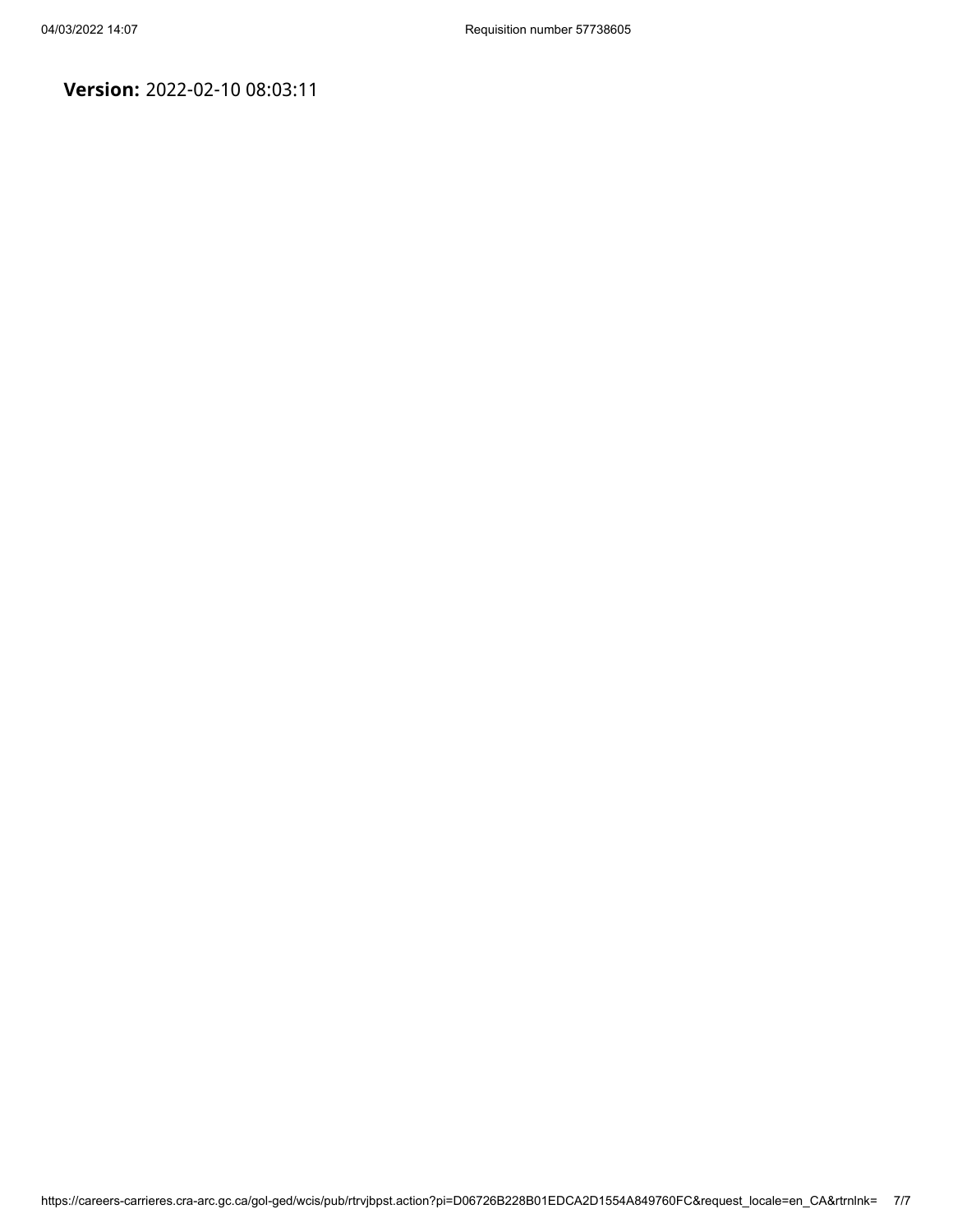**Version:** 2022-02-10 08:03:11